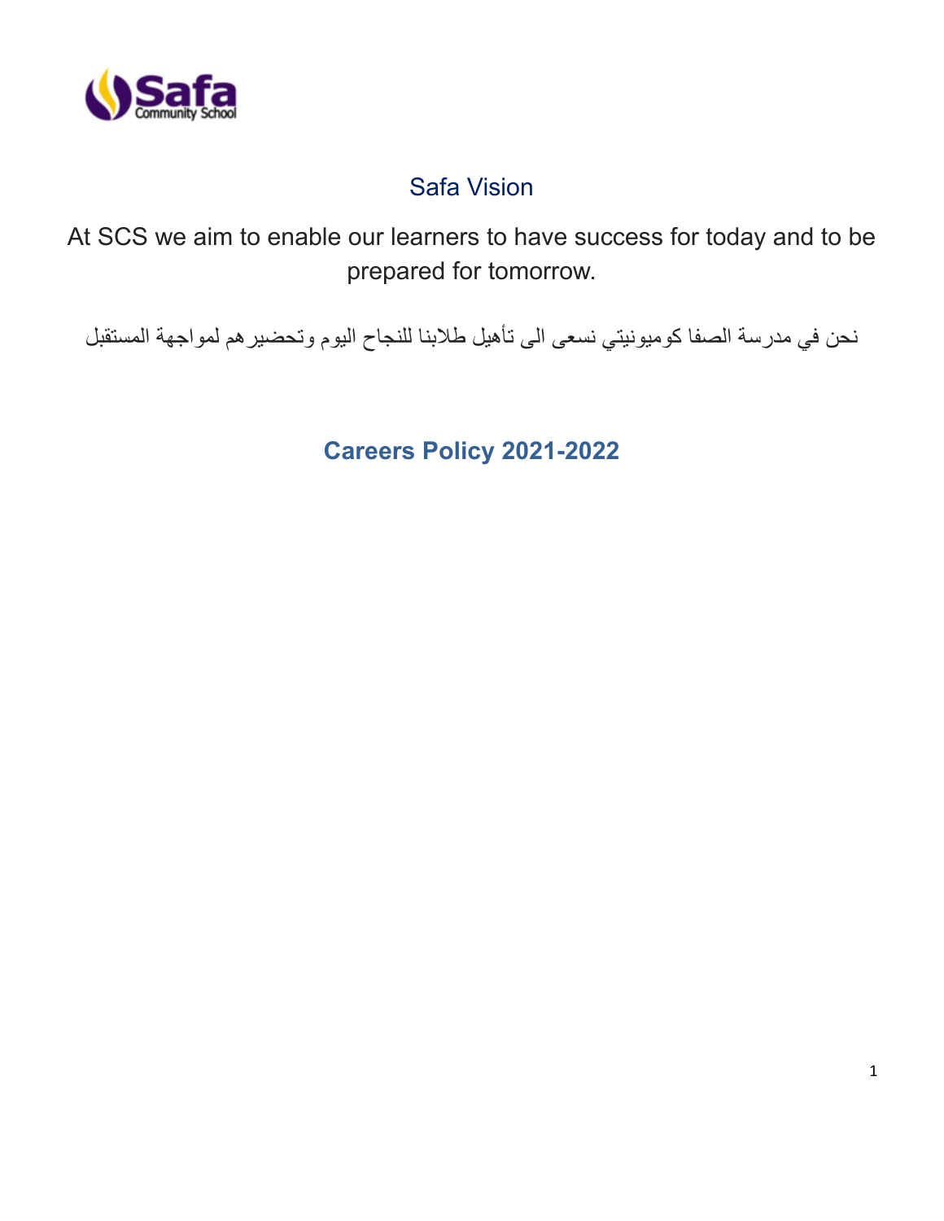## Safa Vision

At SCS we aim to enable our learners to have success for today and to be prepared for tomorrow.

نحن في مدرسة الصفا كوميونيتي نسعى الى تأهيل طلابنا للنجاح اليوم وتحضيرهم لمواجهة المستقبل

# Careers Policy 2021-2022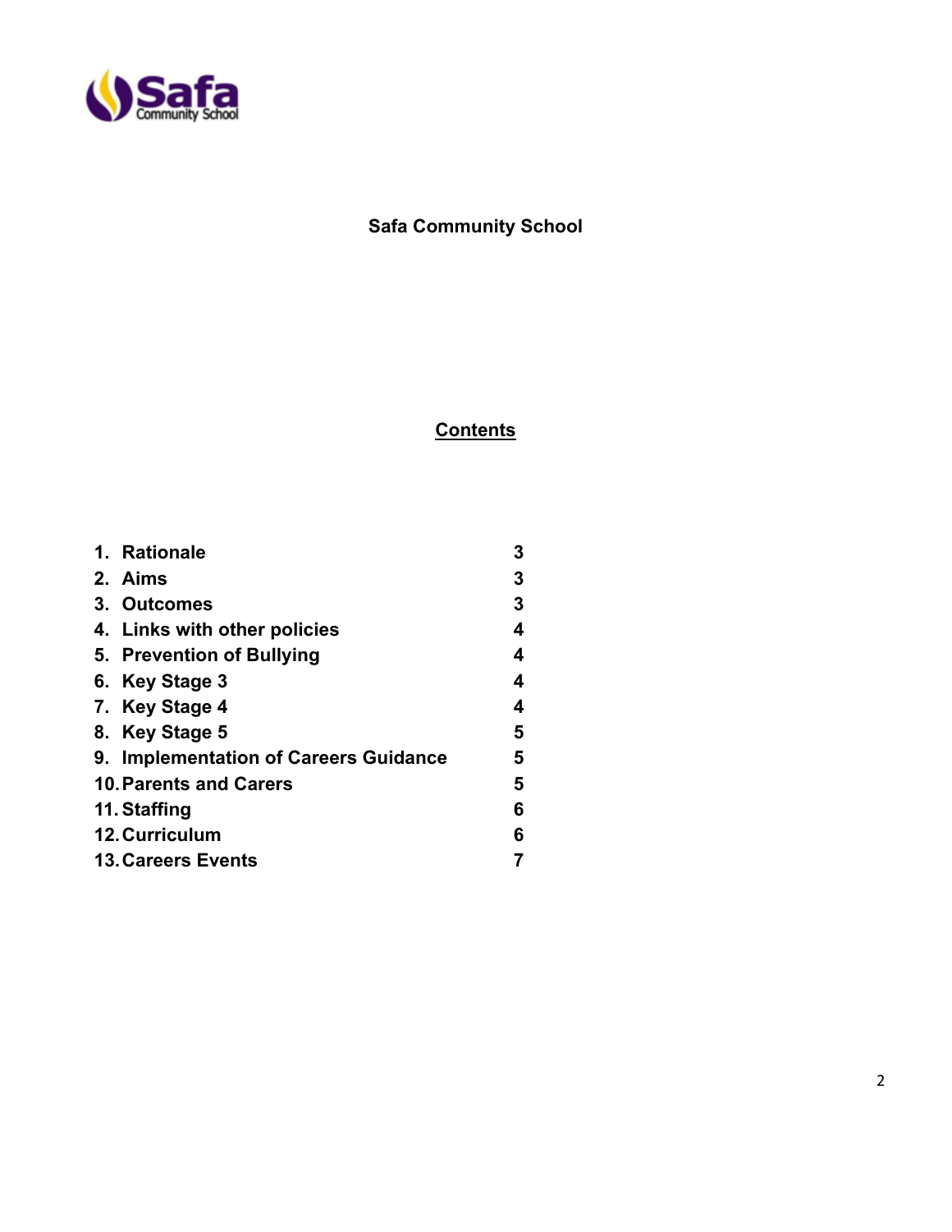# Safa Community School

## Contents

| | |
|---|---|
| 1. Rationale | 3 |
| 2. Aims | 3 |
| 3. Outcomes | 3 |
| 4. Links with other policies | 4 |
| 5. Prevention of Bullying | 4 |
| 6. Key Stage 3 | 4 |
| 7. Key Stage 4 | 4 |
| 8. Key Stage 5 | 5 |
| 9. Implementation of Careers Guidance | 5 |
| 10. Parents and Carers | 5 |
| 11. Staffing | 6 |
| 12. Curriculum | 6 |
| 13. Careers Events | 7 |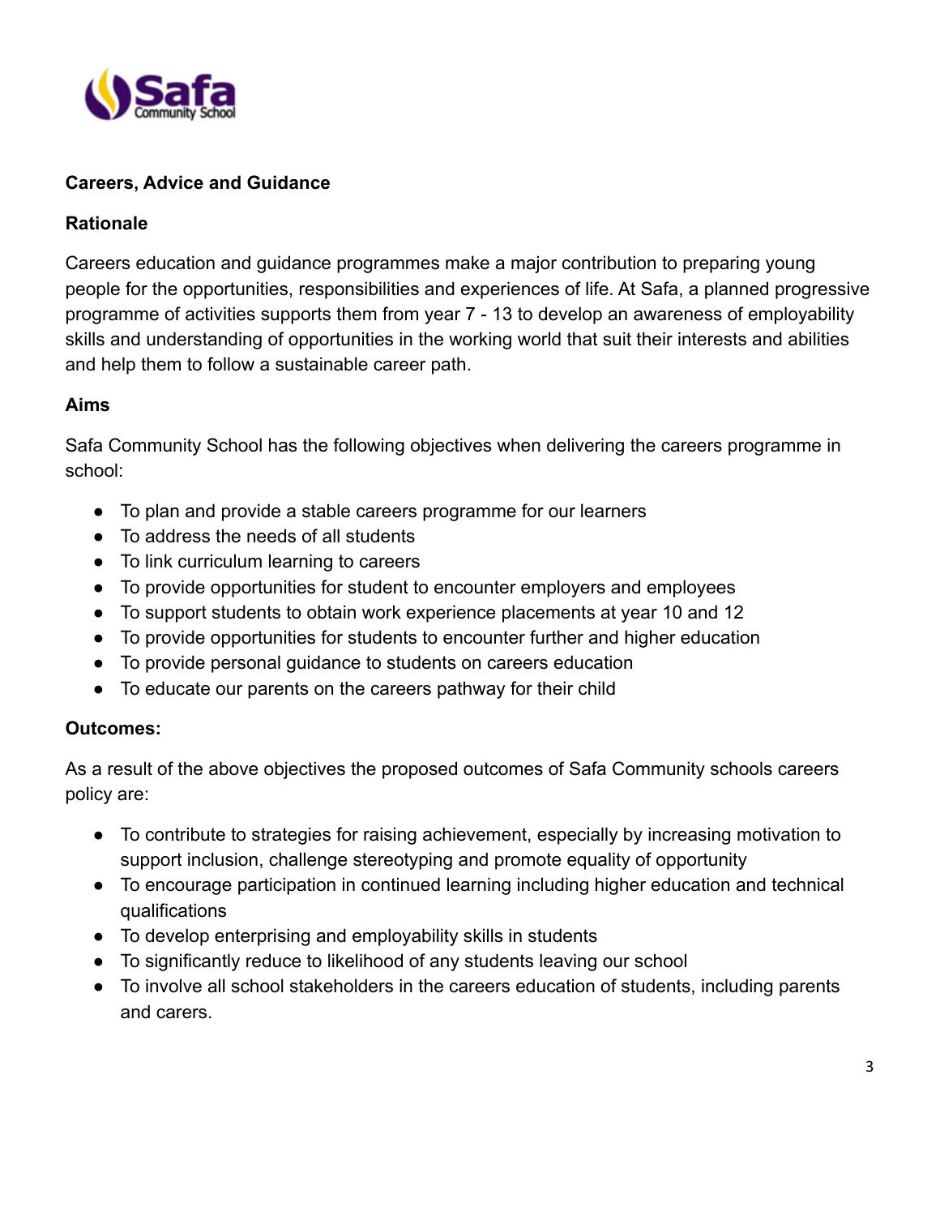## Careers, Advice and Guidance

### Rationale

Careers education and guidance programmes make a major contribution to preparing young people for the opportunities, responsibilities and experiences of life. At Safa, a planned progressive programme of activities supports them from year 7 - 13 to develop an awareness of employability skills and understanding of opportunities in the working world that suit their interests and abilities and help them to follow a sustainable career path.

### Aims

Safa Community School has the following objectives when delivering the careers programme in school:

- To plan and provide a stable careers programme for our learners
- To address the needs of all students
- To link curriculum learning to careers
- To provide opportunities for student to encounter employers and employees
- To support students to obtain work experience placements at year 10 and 12
- To provide opportunities for students to encounter further and higher education
- To provide personal guidance to students on careers education
- To educate our parents on the careers pathway for their child

### Outcomes:

As a result of the above objectives the proposed outcomes of Safa Community schools careers policy are:

- To contribute to strategies for raising achievement, especially by increasing motivation to support inclusion, challenge stereotyping and promote equality of opportunity
- To encourage participation in continued learning including higher education and technical qualifications
- To develop enterprising and employability skills in students
- To significantly reduce to likelihood of any students leaving our school
- To involve all school stakeholders in the careers education of students, including parents and carers.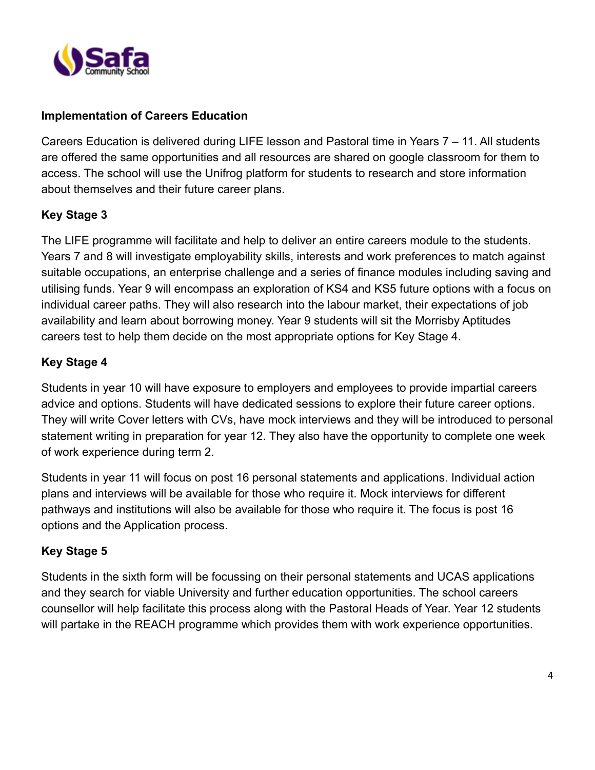**Implementation of Careers Education**

Careers Education is delivered during LIFE lesson and Pastoral time in Years 7 – 11. All students are offered the same opportunities and all resources are shared on google classroom for them to access. The school will use the Unifrog platform for students to research and store information about themselves and their future career plans.

**Key Stage 3**

The LIFE programme will facilitate and help to deliver an entire careers module to the students. Years 7 and 8 will investigate employability skills, interests and work preferences to match against suitable occupations, an enterprise challenge and a series of finance modules including saving and utilising funds. Year 9 will encompass an exploration of KS4 and KS5 future options with a focus on individual career paths. They will also research into the labour market, their expectations of job availability and learn about borrowing money. Year 9 students will sit the Morrisby Aptitudes careers test to help them decide on the most appropriate options for Key Stage 4.

**Key Stage 4**

Students in year 10 will have exposure to employers and employees to provide impartial careers advice and options. Students will have dedicated sessions to explore their future career options. They will write Cover letters with CVs, have mock interviews and they will be introduced to personal statement writing in preparation for year 12. They also have the opportunity to complete one week of work experience during term 2.

Students in year 11 will focus on post 16 personal statements and applications. Individual action plans and interviews will be available for those who require it. Mock interviews for different pathways and institutions will also be available for those who require it. The focus is post 16 options and the Application process.

**Key Stage 5**

Students in the sixth form will be focussing on their personal statements and UCAS applications and they search for viable University and further education opportunities. The school careers counsellor will help facilitate this process along with the Pastoral Heads of Year. Year 12 students will partake in the REACH programme which provides them with work experience opportunities.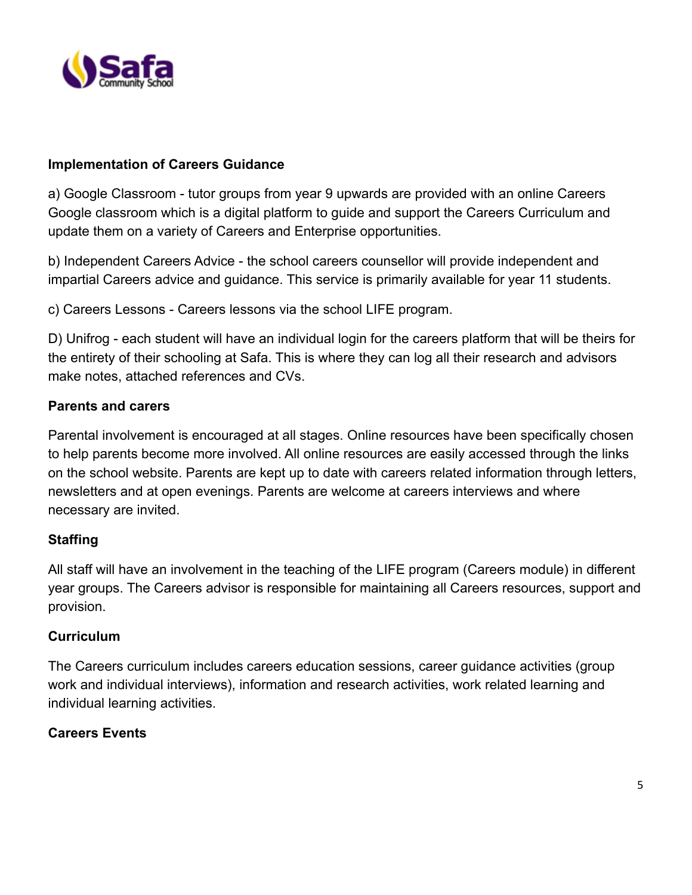**Implementation of Careers Guidance**

a) Google Classroom - tutor groups from year 9 upwards are provided with an online Careers Google classroom which is a digital platform to guide and support the Careers Curriculum and update them on a variety of Careers and Enterprise opportunities.

b) Independent Careers Advice - the school careers counsellor will provide independent and impartial Careers advice and guidance. This service is primarily available for year 11 students.

c) Careers Lessons - Careers lessons via the school LIFE program.

D) Unifrog - each student will have an individual login for the careers platform that will be theirs for the entirety of their schooling at Safa. This is where they can log all their research and advisors make notes, attached references and CVs.

**Parents and carers**

Parental involvement is encouraged at all stages. Online resources have been specifically chosen to help parents become more involved. All online resources are easily accessed through the links on the school website. Parents are kept up to date with careers related information through letters, newsletters and at open evenings. Parents are welcome at careers interviews and where necessary are invited.

**Staffing**

All staff will have an involvement in the teaching of the LIFE program (Careers module) in different year groups. The Careers advisor is responsible for maintaining all Careers resources, support and provision.

**Curriculum**

The Careers curriculum includes careers education sessions, career guidance activities (group work and individual interviews), information and research activities, work related learning and individual learning activities.

**Careers Events**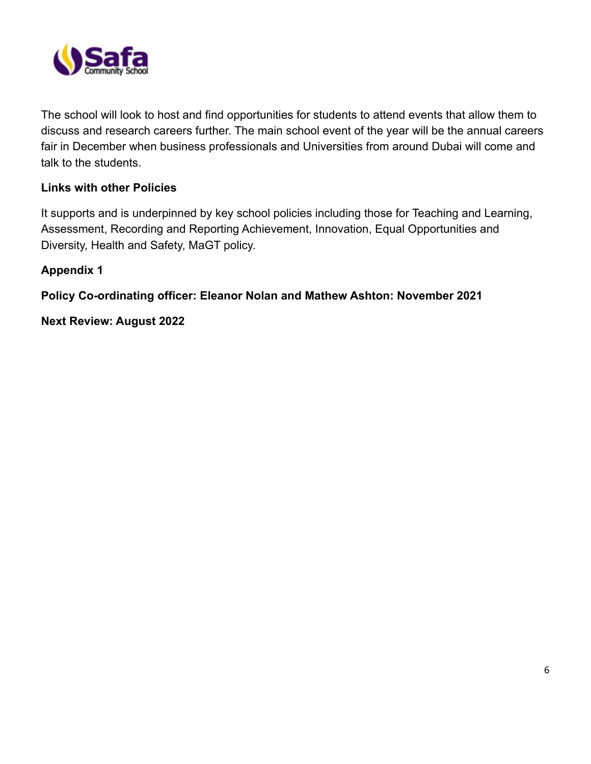The school will look to host and find opportunities for students to attend events that allow them to discuss and research careers further. The main school event of the year will be the annual careers fair in December when business professionals and Universities from around Dubai will come and talk to the students.

**Links with other Policies**

It supports and is underpinned by key school policies including those for Teaching and Learning, Assessment, Recording and Reporting Achievement, Innovation, Equal Opportunities and Diversity, Health and Safety, MaGT policy.

**Appendix 1**

**Policy Co-ordinating officer: Eleanor Nolan and Mathew Ashton: November 2021**

**Next Review: August 2022**